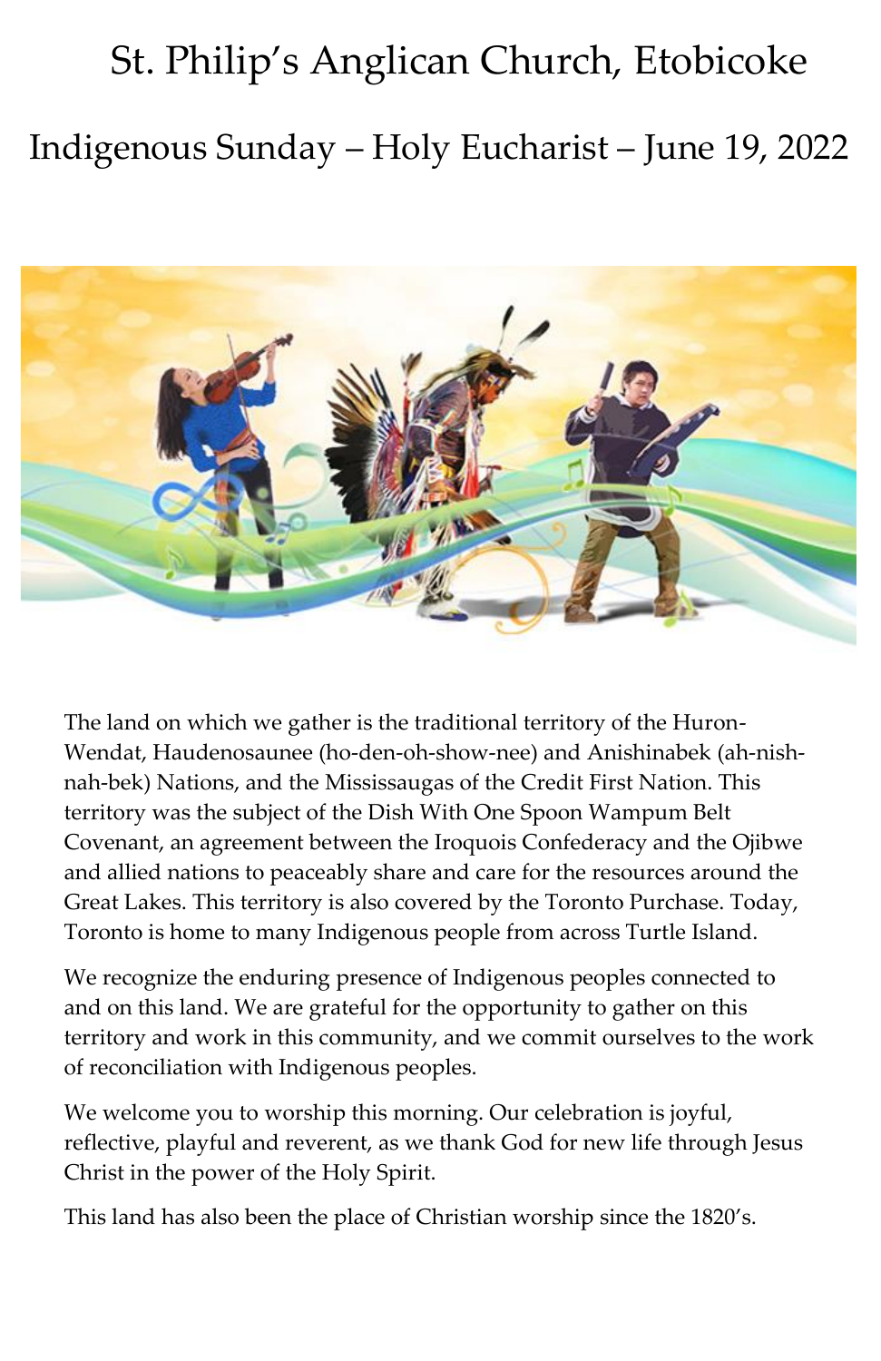# St. Philip's Anglican Church, Etobicoke

## Indigenous Sunday – Holy Eucharist – June 19, 2022

The land on which we gather is the traditional territory of the Huron-Wendat, Haudenosaunee (ho-den-oh-show-nee) and Anishinabek (ah-nish-nah-bek) Nations, and the Mississaugas of the Credit First Nation. This territory was the subject of the Dish With One Spoon Wampum Belt Covenant, an agreement between the Iroquois Confederacy and the Ojibwe and allied nations to peaceably share and care for the resources around the Great Lakes. This territory is also covered by the Toronto Purchase. Today, Toronto is home to many Indigenous people from across Turtle Island.

We recognize the enduring presence of Indigenous peoples connected to and on this land. We are grateful for the opportunity to gather on this territory and work in this community, and we commit ourselves to the work of reconciliation with Indigenous peoples.

We welcome you to worship this morning. Our celebration is joyful, reflective, playful and reverent, as we thank God for new life through Jesus Christ in the power of the Holy Spirit.

This land has also been the place of Christian worship since the 1820's.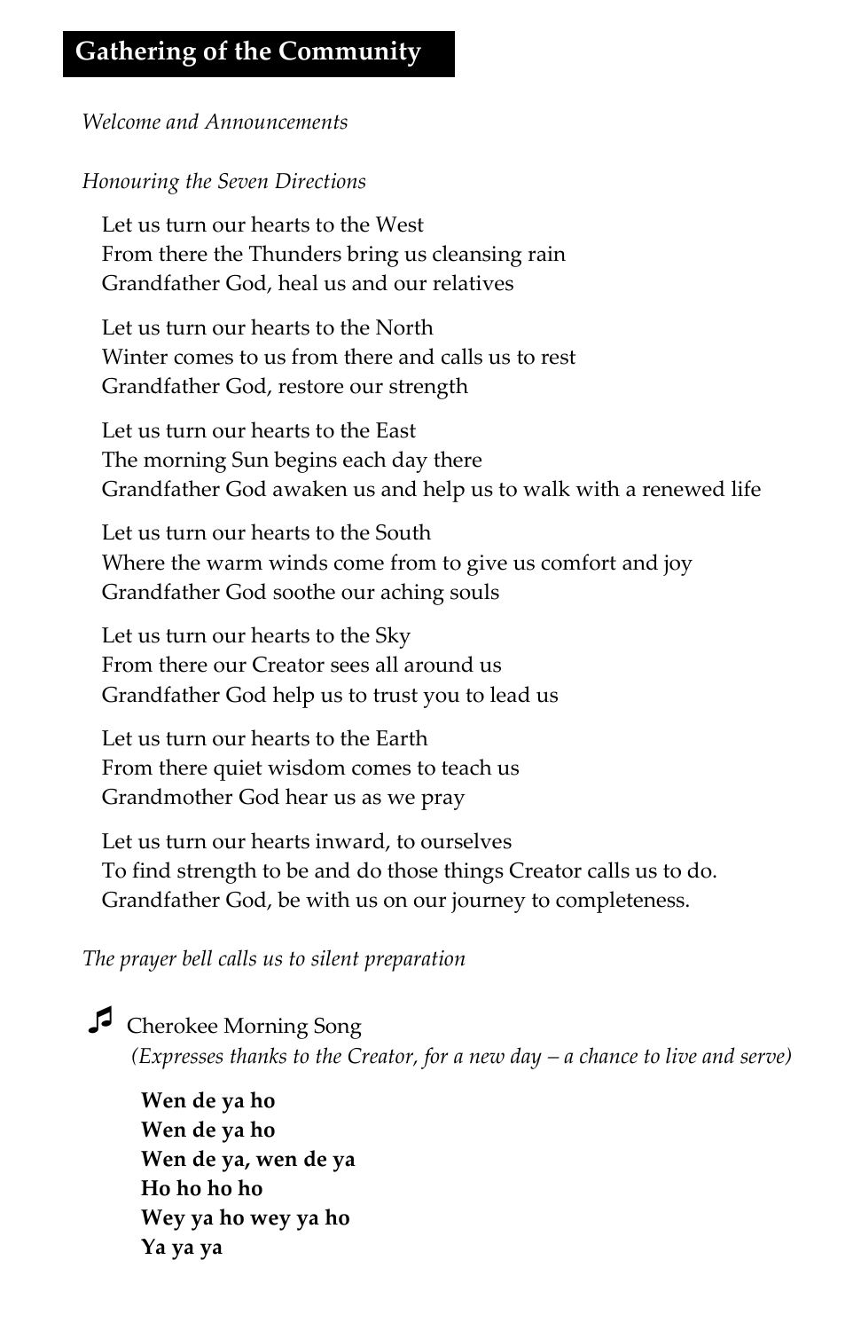## Gathering of the Community

*Welcome and Announcements*

*Honouring the Seven Directions*

Let us turn our hearts to the West
From there the Thunders bring us cleansing rain
Grandfather God, heal us and our relatives

Let us turn our hearts to the North
Winter comes to us from there and calls us to rest
Grandfather God, restore our strength

Let us turn our hearts to the East
The morning Sun begins each day there
Grandfather God awaken us and help us to walk with a renewed life

Let us turn our hearts to the South
Where the warm winds come from to give us comfort and joy
Grandfather God soothe our aching souls

Let us turn our hearts to the Sky
From there our Creator sees all around us
Grandfather God help us to trust you to lead us

Let us turn our hearts to the Earth
From there quiet wisdom comes to teach us
Grandmother God hear us as we pray

Let us turn our hearts inward, to ourselves
To find strength to be and do those things Creator calls us to do.
Grandfather God, be with us on our journey to completeness.

*The prayer bell calls us to silent preparation*

♫ Cherokee Morning Song
*(Expresses thanks to the Creator, for a new day – a chance to live and serve)*

**Wen de ya ho**
**Wen de ya ho**
**Wen de ya, wen de ya**
**Ho ho ho ho**
**Wey ya ho wey ya ho**
**Ya ya ya**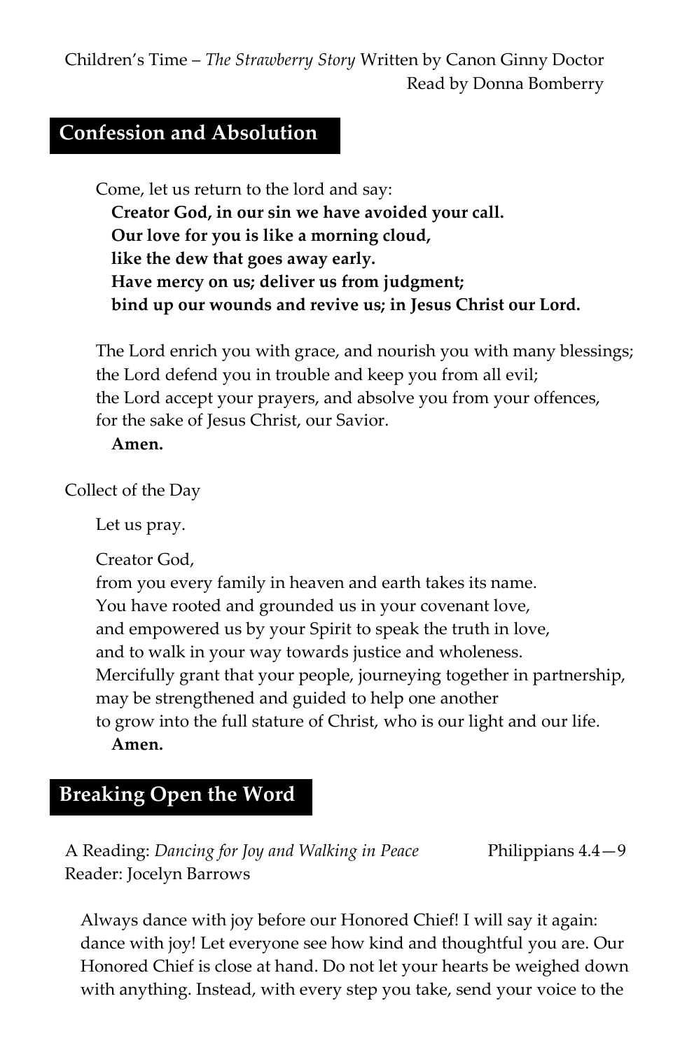Children's Time – *The Strawberry Story* Written by Canon Ginny Doctor
Read by Donna Bomberry

## Confession and Absolution

Come, let us return to the lord and say:
**Creator God, in our sin we have avoided your call.**
**Our love for you is like a morning cloud,**
**like the dew that goes away early.**
**Have mercy on us; deliver us from judgment;**
**bind up our wounds and revive us; in Jesus Christ our Lord.**

The Lord enrich you with grace, and nourish you with many blessings;
the Lord defend you in trouble and keep you from all evil;
the Lord accept your prayers, and absolve you from your offences,
for the sake of Jesus Christ, our Savior.
**Amen.**

Collect of the Day

Let us pray.

Creator God,
from you every family in heaven and earth takes its name.
You have rooted and grounded us in your covenant love,
and empowered us by your Spirit to speak the truth in love,
and to walk in your way towards justice and wholeness.
Mercifully grant that your people, journeying together in partnership,
may be strengthened and guided to help one another
to grow into the full stature of Christ, who is our light and our life.
**Amen.**

## Breaking Open the Word

A Reading: *Dancing for Joy and Walking in Peace* Philippians 4.4—9
Reader: Jocelyn Barrows

Always dance with joy before our Honored Chief! I will say it again: dance with joy! Let everyone see how kind and thoughtful you are. Our Honored Chief is close at hand. Do not let your hearts be weighed down with anything. Instead, with every step you take, send your voice to the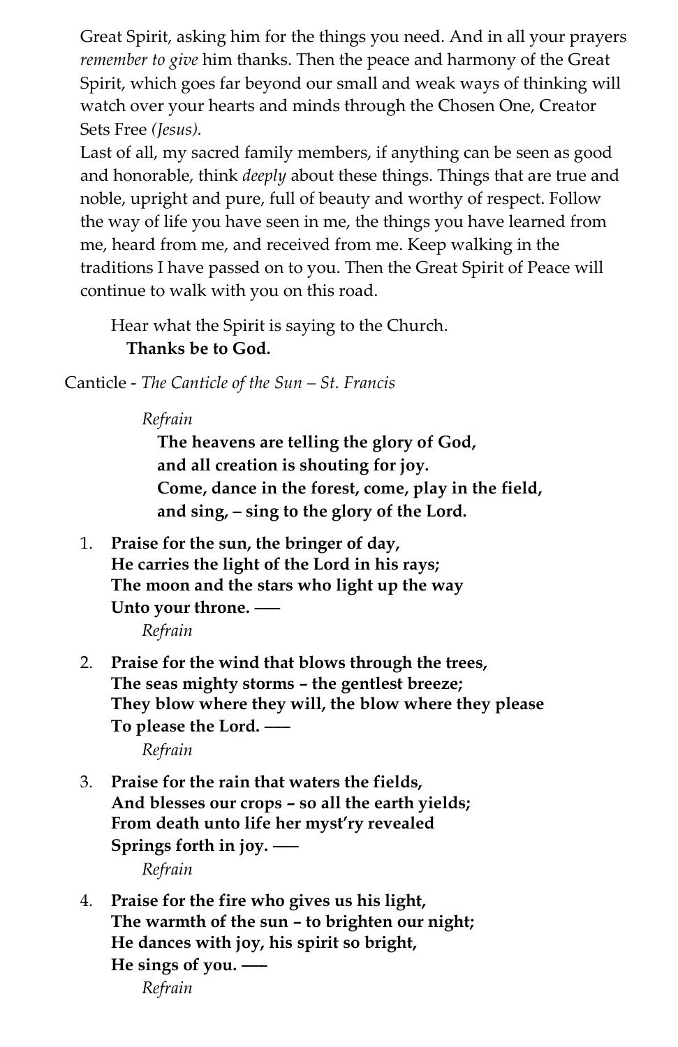Great Spirit, asking him for the things you need. And in all your prayers *remember to give* him thanks. Then the peace and harmony of the Great Spirit, which goes far beyond our small and weak ways of thinking will watch over your hearts and minds through the Chosen One, Creator Sets Free *(Jesus).*
Last of all, my sacred family members, if anything can be seen as good and honorable, think *deeply* about these things. Things that are true and noble, upright and pure, full of beauty and worthy of respect. Follow the way of life you have seen in me, the things you have learned from me, heard from me, and received from me. Keep walking in the traditions I have passed on to you. Then the Great Spirit of Peace will continue to walk with you on this road.

Hear what the Spirit is saying to the Church.
**Thanks be to God.**

Canticle - *The Canticle of the Sun – St. Francis*

*Refrain*
**The heavens are telling the glory of God,**
**and all creation is shouting for joy.**
**Come, dance in the forest, come, play in the field,**
**and sing, – sing to the glory of the Lord.**

1. **Praise for the sun, the bringer of day,**
   **He carries the light of the Lord in his rays;**
   **The moon and the stars who light up the way**
   **Unto your throne. –––**
   *Refrain*

2. **Praise for the wind that blows through the trees,**
   **The seas mighty storms – the gentlest breeze;**
   **They blow where they will, the blow where they please**
   **To please the Lord. –––**
   *Refrain*

3. **Praise for the rain that waters the fields,**
   **And blesses our crops – so all the earth yields;**
   **From death unto life her myst'ry revealed**
   **Springs forth in joy. –––**
   *Refrain*

4. **Praise for the fire who gives us his light,**
   **The warmth of the sun – to brighten our night;**
   **He dances with joy, his spirit so bright,**
   **He sings of you. –––**
   *Refrain*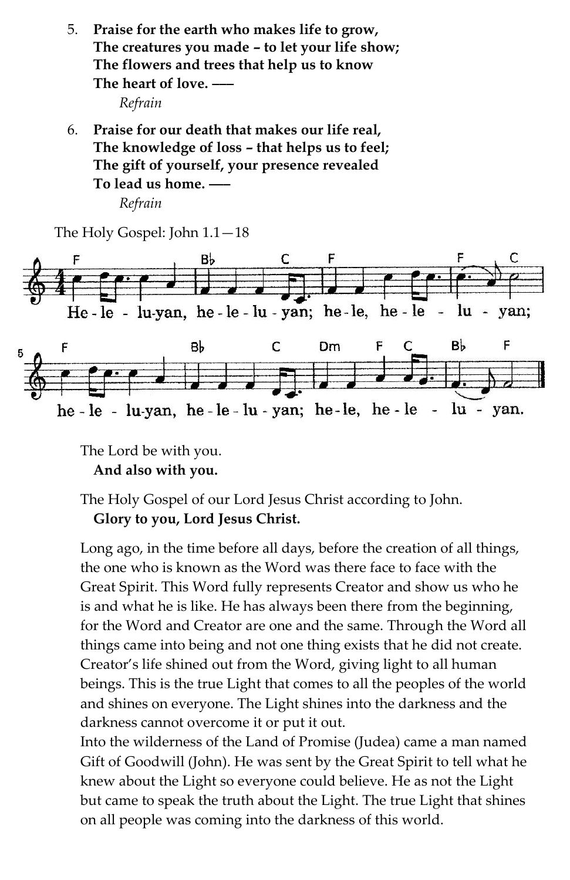5. **Praise for the earth who makes life to grow,**
   **The creatures you made – to let your life show;**
   **The flowers and trees that help us to know**
   **The heart of love. ––**
   *Refrain*

6. **Praise for our death that makes our life real,**
   **The knowledge of loss – that helps us to feel;**
   **The gift of yourself, your presence revealed**
   **To lead us home. ––**
   *Refrain*

The Holy Gospel: John 1.1—18

He-le - lu-yan, he - le - lu - yan; he - le, he - le - lu - yan;
he - le - lu-yan, he - le - lu - yan; he - le, he - le - lu - yan.

The Lord be with you.
**And also with you.**

The Holy Gospel of our Lord Jesus Christ according to John.
**Glory to you, Lord Jesus Christ.**

Long ago, in the time before all days, before the creation of all things, the one who is known as the Word was there face to face with the Great Spirit. This Word fully represents Creator and show us who he is and what he is like. He has always been there from the beginning, for the Word and Creator are one and the same. Through the Word all things came into being and not one thing exists that he did not create. Creator's life shined out from the Word, giving light to all human beings. This is the true Light that comes to all the peoples of the world and shines on everyone. The Light shines into the darkness and the darkness cannot overcome it or put it out.

Into the wilderness of the Land of Promise (Judea) came a man named Gift of Goodwill (John). He was sent by the Great Spirit to tell what he knew about the Light so everyone could believe. He as not the Light but came to speak the truth about the Light. The true Light that shines on all people was coming into the darkness of this world.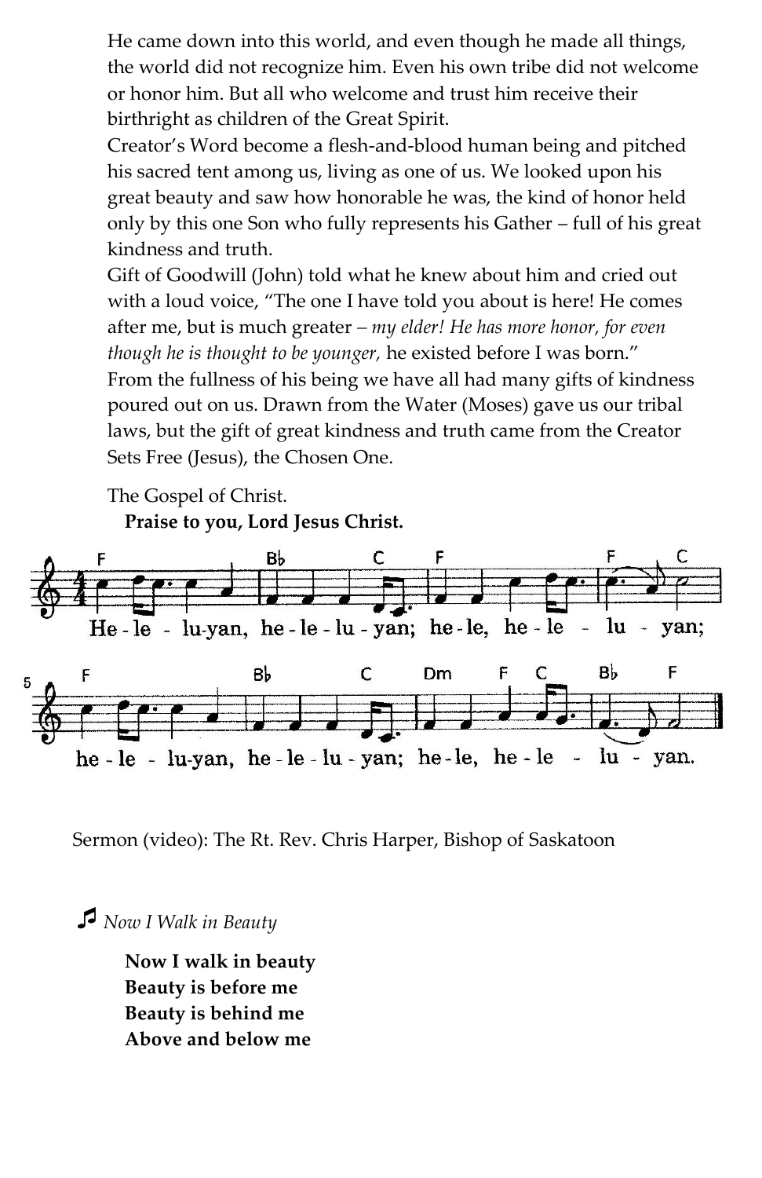He came down into this world, and even though he made all things, the world did not recognize him. Even his own tribe did not welcome or honor him. But all who welcome and trust him receive their birthright as children of the Great Spirit.

Creator's Word become a flesh-and-blood human being and pitched his sacred tent among us, living as one of us. We looked upon his great beauty and saw how honorable he was, the kind of honor held only by this one Son who fully represents his Gather – full of his great kindness and truth.

Gift of Goodwill (John) told what he knew about him and cried out with a loud voice, "The one I have told you about is here! He comes after me, but is much greater – *my elder! He has more honor, for even though he is thought to be younger,* he existed before I was born."

From the fullness of his being we have all had many gifts of kindness poured out on us. Drawn from the Water (Moses) gave us our tribal laws, but the gift of great kindness and truth came from the Creator Sets Free (Jesus), the Chosen One.

The Gospel of Christ.

**Praise to you, Lord Jesus Christ.**

He-le - lu-yan, he-le-lu-yan; he-le, he-le - lu - yan;
he-le - lu-yan, he-le-lu-yan; he-le, he-le - lu - yan.

Sermon (video): The Rt. Rev. Chris Harper, Bishop of Saskatoon

♬ *Now I Walk in Beauty*

**Now I walk in beauty**
**Beauty is before me**
**Beauty is behind me**
**Above and below me**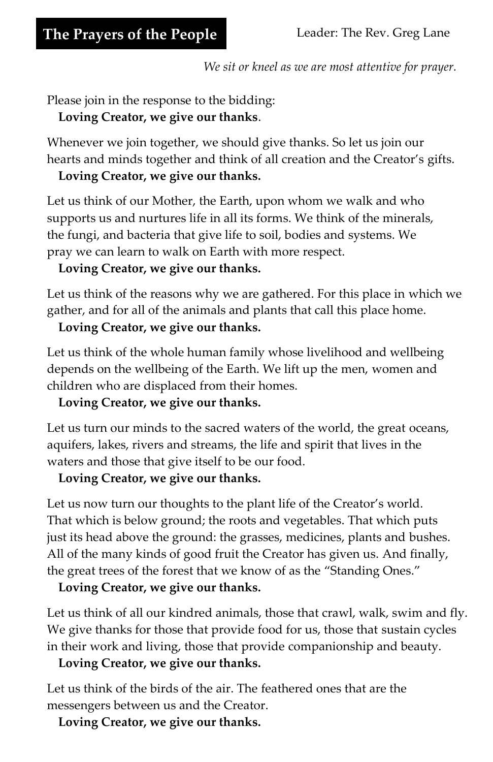## The Prayers of the People

Leader: The Rev. Greg Lane

*We sit or kneel as we are most attentive for prayer.*

Please join in the response to the bidding:
**Loving Creator, we give our thanks**.

Whenever we join together, we should give thanks. So let us join our hearts and minds together and think of all creation and the Creator's gifts.
**Loving Creator, we give our thanks.**

Let us think of our Mother, the Earth, upon whom we walk and who supports us and nurtures life in all its forms. We think of the minerals, the fungi, and bacteria that give life to soil, bodies and systems. We pray we can learn to walk on Earth with more respect.
**Loving Creator, we give our thanks.**

Let us think of the reasons why we are gathered. For this place in which we gather, and for all of the animals and plants that call this place home.
**Loving Creator, we give our thanks.**

Let us think of the whole human family whose livelihood and wellbeing depends on the wellbeing of the Earth. We lift up the men, women and children who are displaced from their homes.
**Loving Creator, we give our thanks.**

Let us turn our minds to the sacred waters of the world, the great oceans, aquifers, lakes, rivers and streams, the life and spirit that lives in the waters and those that give itself to be our food.
**Loving Creator, we give our thanks.**

Let us now turn our thoughts to the plant life of the Creator's world. That which is below ground; the roots and vegetables. That which puts just its head above the ground: the grasses, medicines, plants and bushes. All of the many kinds of good fruit the Creator has given us. And finally, the great trees of the forest that we know of as the "Standing Ones."
**Loving Creator, we give our thanks.**

Let us think of all our kindred animals, those that crawl, walk, swim and fly. We give thanks for those that provide food for us, those that sustain cycles in their work and living, those that provide companionship and beauty.
**Loving Creator, we give our thanks.**

Let us think of the birds of the air. The feathered ones that are the messengers between us and the Creator.
**Loving Creator, we give our thanks.**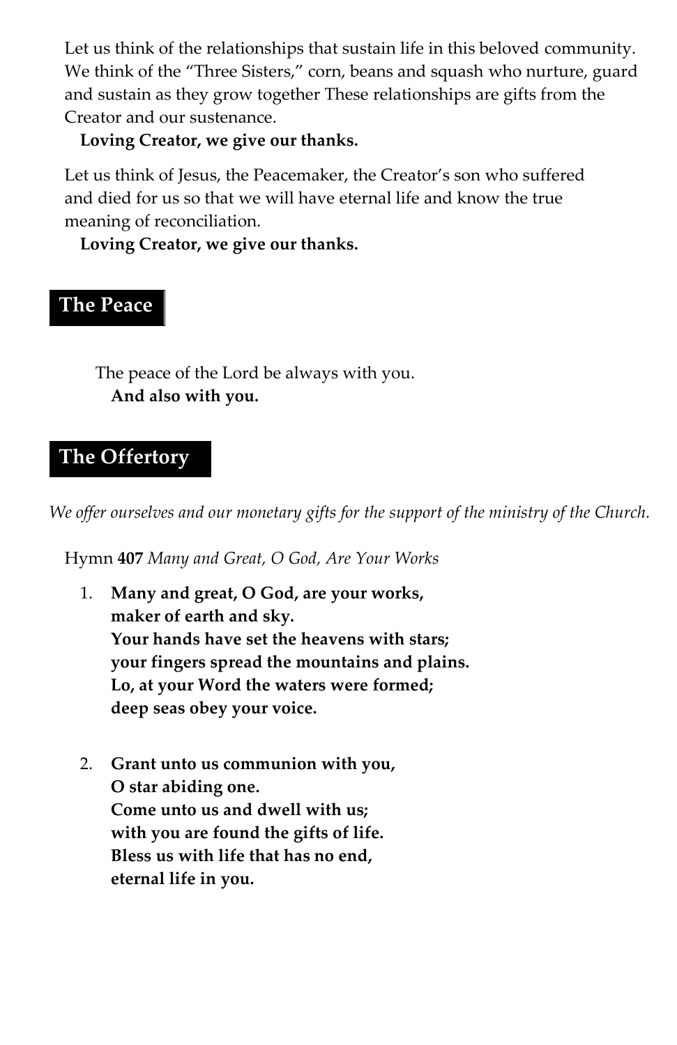Let us think of the relationships that sustain life in this beloved community. We think of the "Three Sisters," corn, beans and squash who nurture, guard and sustain as they grow together These relationships are gifts from the Creator and our sustenance.

**Loving Creator, we give our thanks.**

Let us think of Jesus, the Peacemaker, the Creator's son who suffered and died for us so that we will have eternal life and know the true meaning of reconciliation.

**Loving Creator, we give our thanks.**

## The Peace

The peace of the Lord be always with you.

**And also with you.**

## The Offertory

*We offer ourselves and our monetary gifts for the support of the ministry of the Church.*

Hymn **407** *Many and Great, O God, Are Your Works*

1. **Many and great, O God, are your works,**
   **maker of earth and sky.**
   **Your hands have set the heavens with stars;**
   **your fingers spread the mountains and plains.**
   **Lo, at your Word the waters were formed;**
   **deep seas obey your voice.**

2. **Grant unto us communion with you,**
   **O star abiding one.**
   **Come unto us and dwell with us;**
   **with you are found the gifts of life.**
   **Bless us with life that has no end,**
   **eternal life in you.**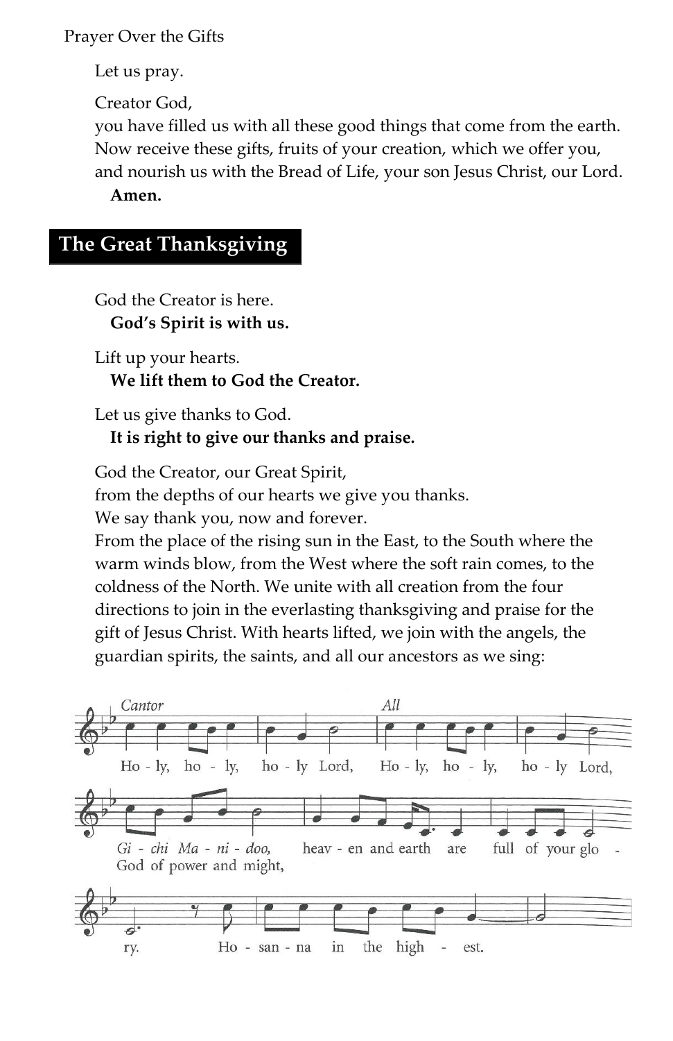Prayer Over the Gifts

Let us pray.

Creator God,
you have filled us with all these good things that come from the earth.
Now receive these gifts, fruits of your creation, which we offer you,
and nourish us with the Bread of Life, your son Jesus Christ, our Lord.
**Amen.**

## The Great Thanksgiving

God the Creator is here.
**God's Spirit is with us.**

Lift up your hearts.
**We lift them to God the Creator.**

Let us give thanks to God.
**It is right to give our thanks and praise.**

God the Creator, our Great Spirit,
from the depths of our hearts we give you thanks.
We say thank you, now and forever.
From the place of the rising sun in the East, to the South where the warm winds blow, from the West where the soft rain comes, to the coldness of the North. We unite with all creation from the four directions to join in the everlasting thanksgiving and praise for the gift of Jesus Christ. With hearts lifted, we join with the angels, the guardian spirits, the saints, and all our ancestors as we sing:

*Cantor* Holy, holy, holy Lord, *All* Holy, holy, holy Lord,
*Gichi Manidoo,* / God of power and might,
heaven and earth are full of your glory.
Hosanna in the highest.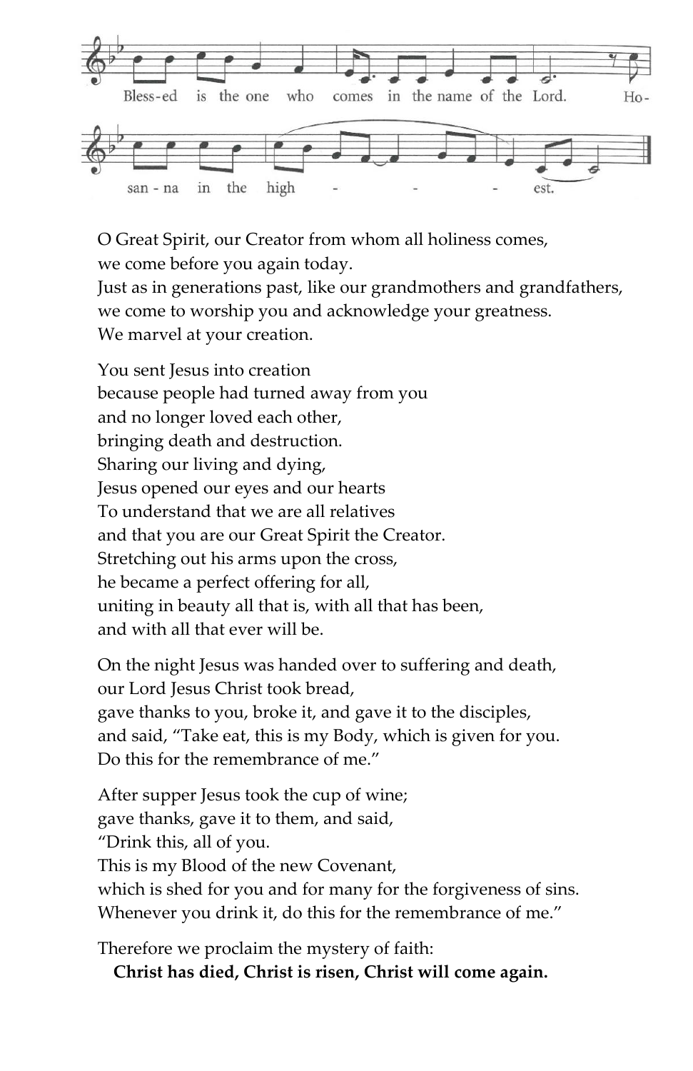Bless-ed is the one who comes in the name of the Lord. Ho-

san - na in the high - - - est.

O Great Spirit, our Creator from whom all holiness comes,
we come before you again today.
Just as in generations past, like our grandmothers and grandfathers,
we come to worship you and acknowledge your greatness.
We marvel at your creation.

You sent Jesus into creation
because people had turned away from you
and no longer loved each other,
bringing death and destruction.
Sharing our living and dying,
Jesus opened our eyes and our hearts
To understand that we are all relatives
and that you are our Great Spirit the Creator.
Stretching out his arms upon the cross,
he became a perfect offering for all,
uniting in beauty all that is, with all that has been,
and with all that ever will be.

On the night Jesus was handed over to suffering and death,
our Lord Jesus Christ took bread,
gave thanks to you, broke it, and gave it to the disciples,
and said, "Take eat, this is my Body, which is given for you.
Do this for the remembrance of me."

After supper Jesus took the cup of wine;
gave thanks, gave it to them, and said,
"Drink this, all of you.
This is my Blood of the new Covenant,
which is shed for you and for many for the forgiveness of sins.
Whenever you drink it, do this for the remembrance of me."

Therefore we proclaim the mystery of faith:

**Christ has died, Christ is risen, Christ will come again.**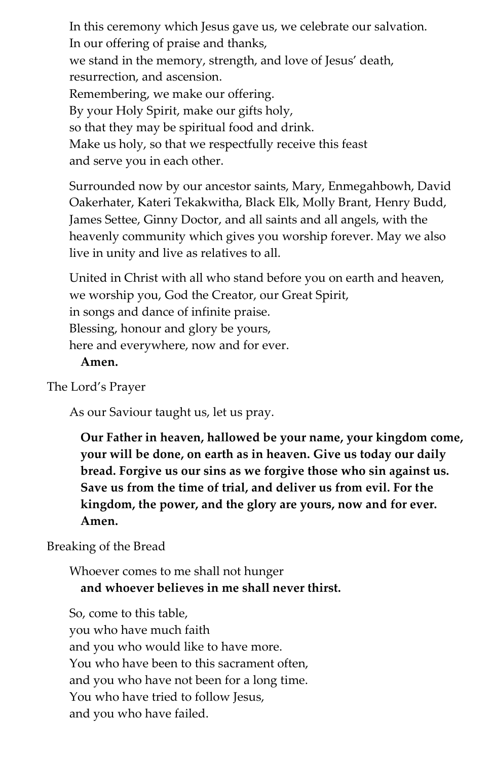In this ceremony which Jesus gave us, we celebrate our salvation.
In our offering of praise and thanks,
we stand in the memory, strength, and love of Jesus' death,
resurrection, and ascension.
Remembering, we make our offering.
By your Holy Spirit, make our gifts holy,
so that they may be spiritual food and drink.
Make us holy, so that we respectfully receive this feast
and serve you in each other.

Surrounded now by our ancestor saints, Mary, Enmegahbowh, David Oakerhater, Kateri Tekakwitha, Black Elk, Molly Brant, Henry Budd, James Settee, Ginny Doctor, and all saints and all angels, with the heavenly community which gives you worship forever. May we also live in unity and live as relatives to all.

United in Christ with all who stand before you on earth and heaven,
we worship you, God the Creator, our Great Spirit,
in songs and dance of infinite praise.
Blessing, honour and glory be yours,
here and everywhere, now and for ever.
**Amen.**

The Lord's Prayer

As our Saviour taught us, let us pray.

**Our Father in heaven, hallowed be your name, your kingdom come, your will be done, on earth as in heaven. Give us today our daily bread. Forgive us our sins as we forgive those who sin against us. Save us from the time of trial, and deliver us from evil. For the kingdom, the power, and the glory are yours, now and for ever. Amen.**

Breaking of the Bread

Whoever comes to me shall not hunger
**and whoever believes in me shall never thirst.**

So, come to this table,
you who have much faith
and you who would like to have more.
You who have been to this sacrament often,
and you who have not been for a long time.
You who have tried to follow Jesus,
and you who have failed.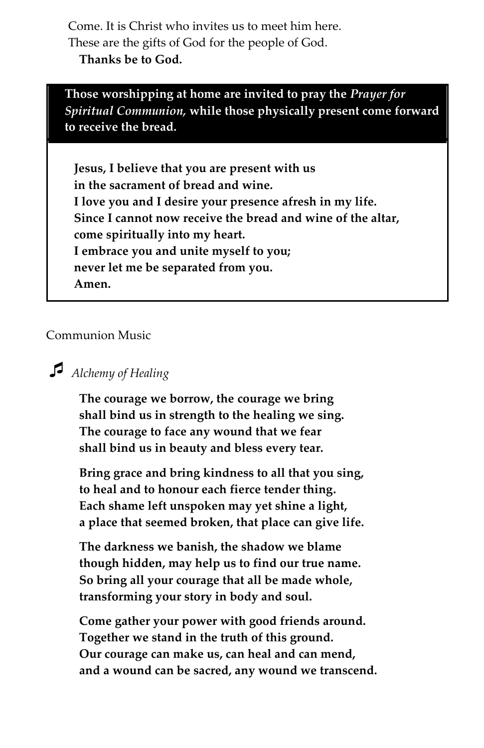Come. It is Christ who invites us to meet him here.
These are the gifts of God for the people of God.
**Thanks be to God.**

**Those worshipping at home are invited to pray the *Prayer for Spiritual Communion,* while those physically present come forward to receive the bread.**

**Jesus, I believe that you are present with us
in the sacrament of bread and wine.
I love you and I desire your presence afresh in my life.
Since I cannot now receive the bread and wine of the altar,
come spiritually into my heart.
I embrace you and unite myself to you;
never let me be separated from you.
Amen.**

Communion Music

♫ *Alchemy of Healing*

**The courage we borrow, the courage we bring
shall bind us in strength to the healing we sing.
The courage to face any wound that we fear
shall bind us in beauty and bless every tear.**

**Bring grace and bring kindness to all that you sing,
to heal and to honour each fierce tender thing.
Each shame left unspoken may yet shine a light,
a place that seemed broken, that place can give life.**

**The darkness we banish, the shadow we blame
though hidden, may help us to find our true name.
So bring all your courage that all be made whole,
transforming your story in body and soul.**

**Come gather your power with good friends around.
Together we stand in the truth of this ground.
Our courage can make us, can heal and can mend,
and a wound can be sacred, any wound we transcend.**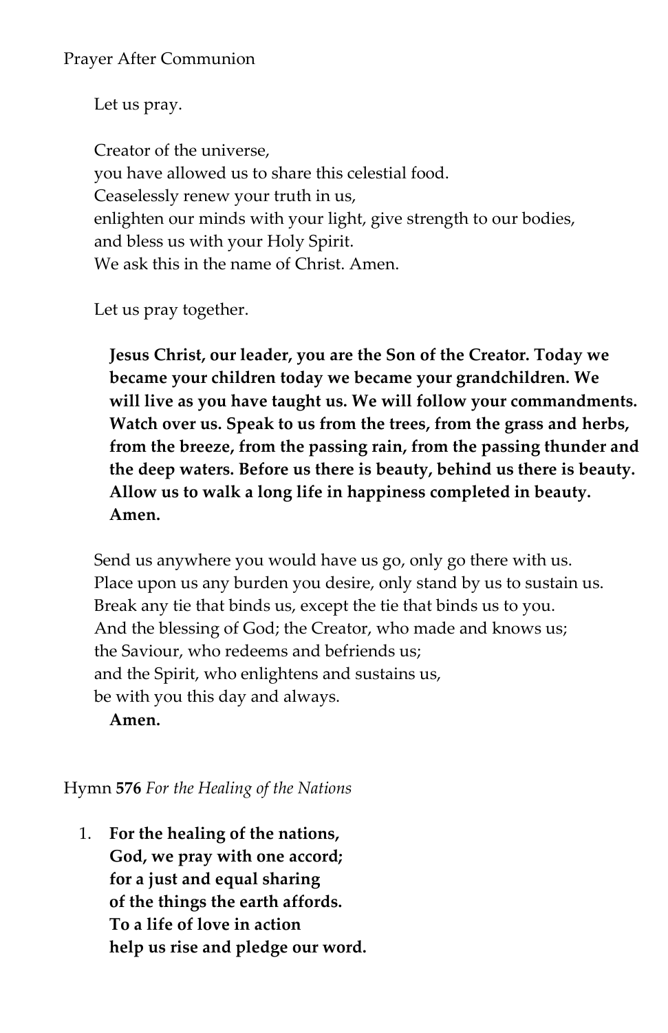Prayer After Communion

Let us pray.

Creator of the universe,
you have allowed us to share this celestial food.
Ceaselessly renew your truth in us,
enlighten our minds with your light, give strength to our bodies,
and bless us with your Holy Spirit.
We ask this in the name of Christ. Amen.

Let us pray together.

**Jesus Christ, our leader, you are the Son of the Creator. Today we became your children today we became your grandchildren. We will live as you have taught us. We will follow your commandments. Watch over us. Speak to us from the trees, from the grass and herbs, from the breeze, from the passing rain, from the passing thunder and the deep waters. Before us there is beauty, behind us there is beauty. Allow us to walk a long life in happiness completed in beauty. Amen.**

Send us anywhere you would have us go, only go there with us.
Place upon us any burden you desire, only stand by us to sustain us.
Break any tie that binds us, except the tie that binds us to you.
And the blessing of God; the Creator, who made and knows us;
the Saviour, who redeems and befriends us;
and the Spirit, who enlightens and sustains us,
be with you this day and always.
**Amen.**

Hymn **576** *For the Healing of the Nations*

1. **For the healing of the nations,**
   **God, we pray with one accord;**
   **for a just and equal sharing**
   **of the things the earth affords.**
   **To a life of love in action**
   **help us rise and pledge our word.**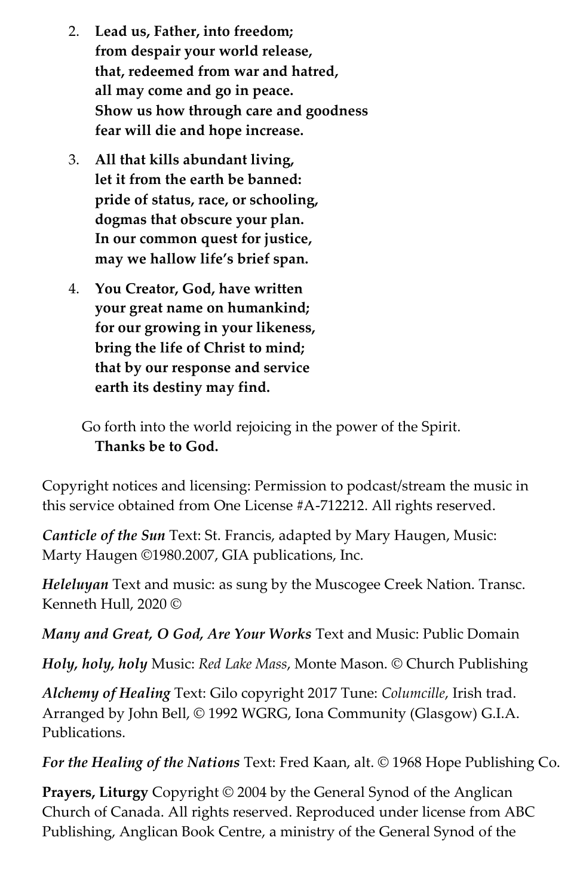2. **Lead us, Father, into freedom;**
   **from despair your world release,**
   **that, redeemed from war and hatred,**
   **all may come and go in peace.**
   **Show us how through care and goodness**
   **fear will die and hope increase.**

3. **All that kills abundant living,**
   **let it from the earth be banned:**
   **pride of status, race, or schooling,**
   **dogmas that obscure your plan.**
   **In our common quest for justice,**
   **may we hallow life's brief span.**

4. **You Creator, God, have written**
   **your great name on humankind;**
   **for our growing in your likeness,**
   **bring the life of Christ to mind;**
   **that by our response and service**
   **earth its destiny may find.**

Go forth into the world rejoicing in the power of the Spirit.
**Thanks be to God.**

Copyright notices and licensing: Permission to podcast/stream the music in this service obtained from One License #A-712212. All rights reserved.

***Canticle of the Sun*** Text: St. Francis, adapted by Mary Haugen, Music: Marty Haugen ©1980.2007, GIA publications, Inc.

***Heleluyan*** Text and music: as sung by the Muscogee Creek Nation. Transc. Kenneth Hull, 2020 ©

***Many and Great, O God, Are Your Works*** Text and Music: Public Domain

***Holy, holy, holy*** Music: *Red Lake Mass*, Monte Mason. © Church Publishing

***Alchemy of Healing*** Text: Gilo copyright 2017 Tune: *Columcille*, Irish trad. Arranged by John Bell, © 1992 WGRG, Iona Community (Glasgow) G.I.A. Publications.

***For the Healing of the Nations*** Text: Fred Kaan, alt. © 1968 Hope Publishing Co.

**Prayers, Liturgy** Copyright © 2004 by the General Synod of the Anglican Church of Canada. All rights reserved. Reproduced under license from ABC Publishing, Anglican Book Centre, a ministry of the General Synod of the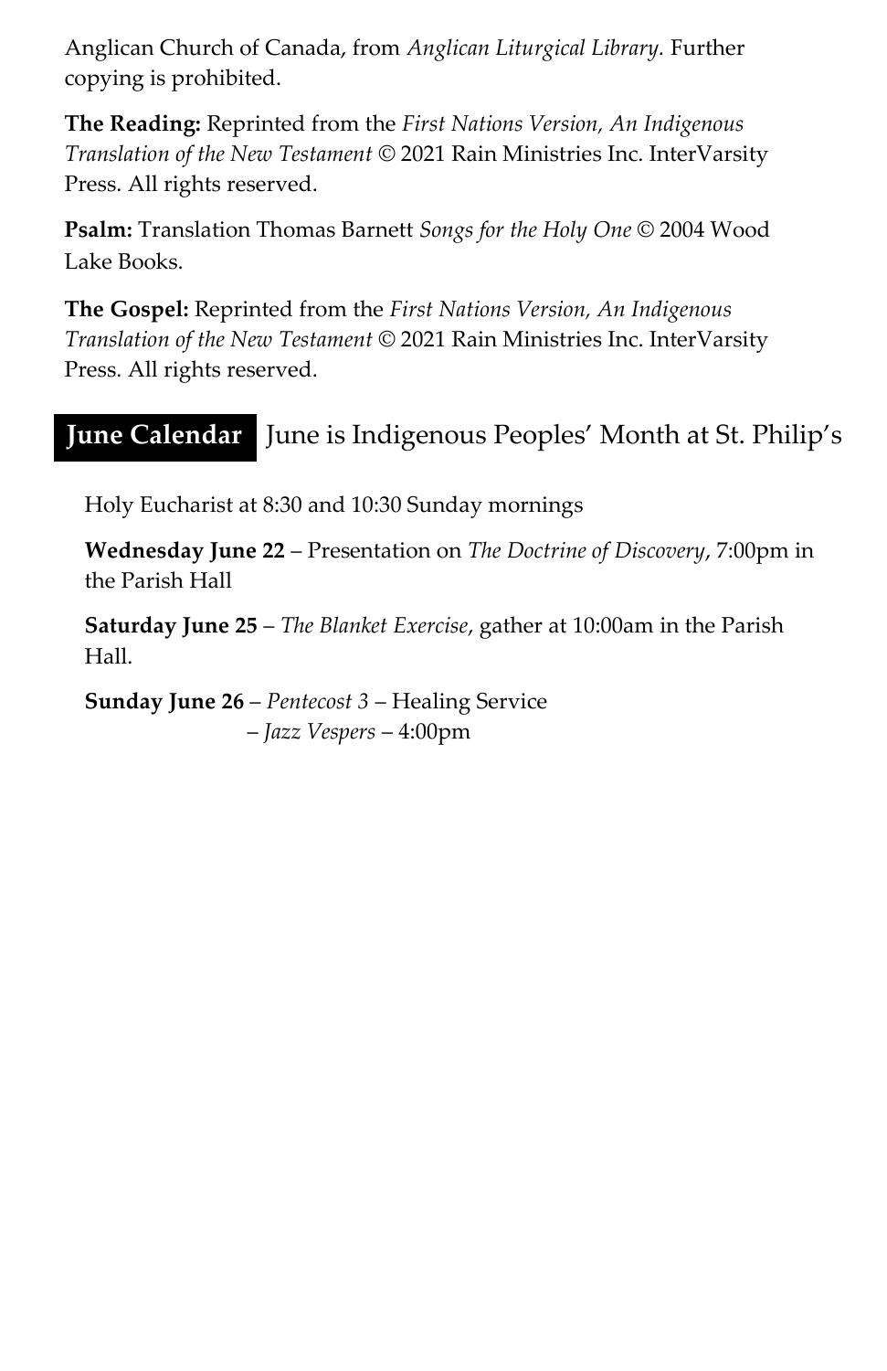Anglican Church of Canada, from *Anglican Liturgical Library.* Further copying is prohibited.

**The Reading:** Reprinted from the *First Nations Version, An Indigenous Translation of the New Testament* © 2021 Rain Ministries Inc. InterVarsity Press. All rights reserved.

**Psalm:** Translation Thomas Barnett *Songs for the Holy One* © 2004 Wood Lake Books.

**The Gospel:** Reprinted from the *First Nations Version, An Indigenous Translation of the New Testament* © 2021 Rain Ministries Inc. InterVarsity Press. All rights reserved.

## June Calendar June is Indigenous Peoples' Month at St. Philip's

Holy Eucharist at 8:30 and 10:30 Sunday mornings

**Wednesday June 22** – Presentation on *The Doctrine of Discovery*, 7:00pm in the Parish Hall

**Saturday June 25** – *The Blanket Exercise*, gather at 10:00am in the Parish Hall.

**Sunday June 26** – *Pentecost 3* – Healing Service
– *Jazz Vespers* – 4:00pm